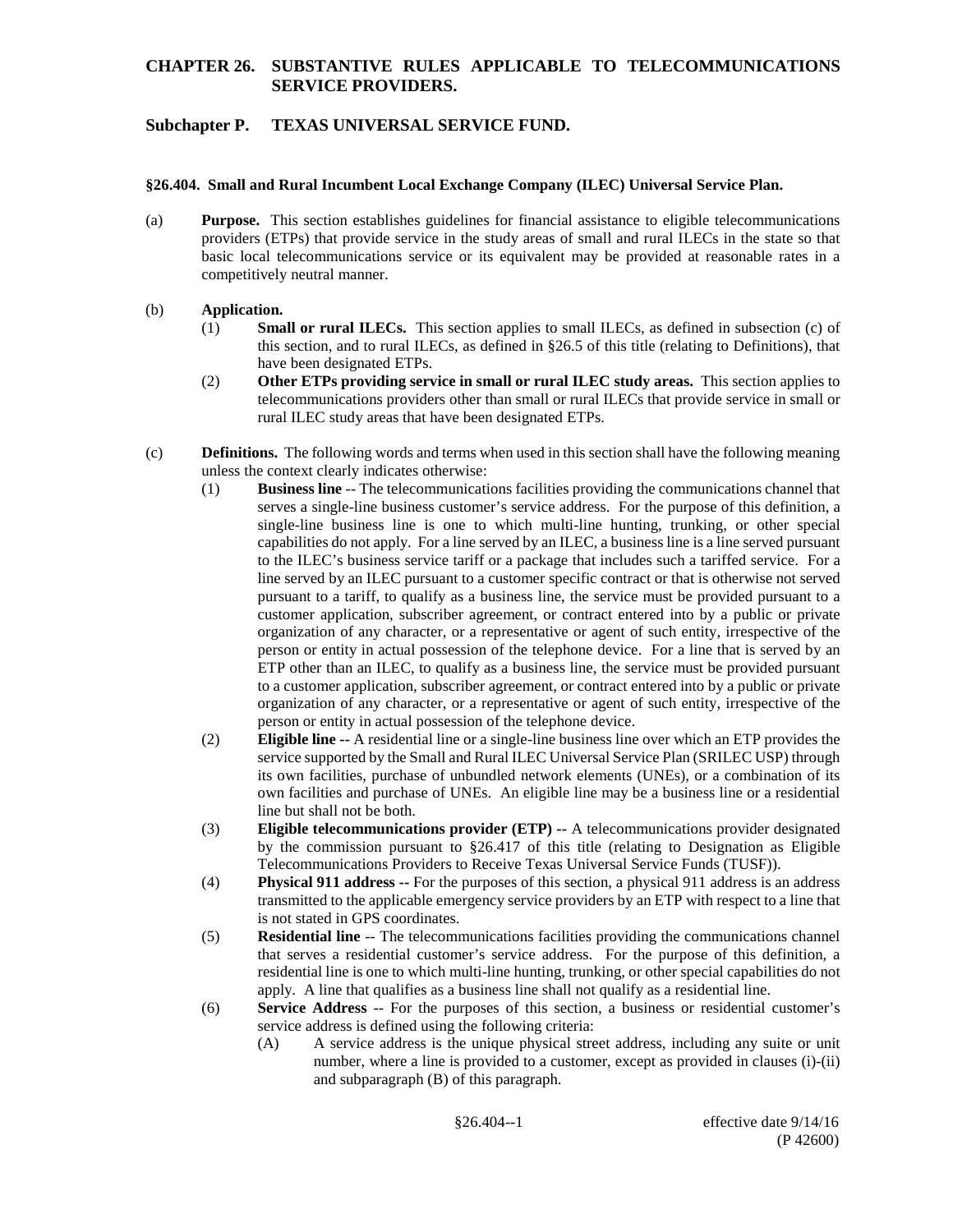# CHAPTER 26. SUBSTANTIVE RULES APPLICABLE TO TELECOMMUNICATIONS SERVICE PROVIDERS.

## Subchapter P. TEXAS UNIVERSAL SERVICE FUND.

### §26.404. Small and Rural Incumbent Local Exchange Company (ILEC) Universal Service Plan.

(a) **Purpose.** This section establishes guidelines for financial assistance to eligible telecommunications providers (ETPs) that provide service in the study areas of small and rural ILECs in the state so that basic local telecommunications service or its equivalent may be provided at reasonable rates in a competitively neutral manner.

(b) **Application.**

(1) **Small or rural ILECs.** This section applies to small ILECs, as defined in subsection (c) of this section, and to rural ILECs, as defined in §26.5 of this title (relating to Definitions), that have been designated ETPs.

(2) **Other ETPs providing service in small or rural ILEC study areas.** This section applies to telecommunications providers other than small or rural ILECs that provide service in small or rural ILEC study areas that have been designated ETPs.

(c) **Definitions.** The following words and terms when used in this section shall have the following meaning unless the context clearly indicates otherwise:

(1) **Business line** -- The telecommunications facilities providing the communications channel that serves a single-line business customer's service address. For the purpose of this definition, a single-line business line is one to which multi-line hunting, trunking, or other special capabilities do not apply. For a line served by an ILEC, a business line is a line served pursuant to the ILEC's business service tariff or a package that includes such a tariffed service. For a line served by an ILEC pursuant to a customer specific contract or that is otherwise not served pursuant to a tariff, to qualify as a business line, the service must be provided pursuant to a customer application, subscriber agreement, or contract entered into by a public or private organization of any character, or a representative or agent of such entity, irrespective of the person or entity in actual possession of the telephone device. For a line that is served by an ETP other than an ILEC, to qualify as a business line, the service must be provided pursuant to a customer application, subscriber agreement, or contract entered into by a public or private organization of any character, or a representative or agent of such entity, irrespective of the person or entity in actual possession of the telephone device.

(2) **Eligible line --** A residential line or a single-line business line over which an ETP provides the service supported by the Small and Rural ILEC Universal Service Plan (SRILEC USP) through its own facilities, purchase of unbundled network elements (UNEs), or a combination of its own facilities and purchase of UNEs. An eligible line may be a business line or a residential line but shall not be both.

(3) **Eligible telecommunications provider (ETP) --** A telecommunications provider designated by the commission pursuant to §26.417 of this title (relating to Designation as Eligible Telecommunications Providers to Receive Texas Universal Service Funds (TUSF)).

(4) **Physical 911 address --** For the purposes of this section, a physical 911 address is an address transmitted to the applicable emergency service providers by an ETP with respect to a line that is not stated in GPS coordinates.

(5) **Residential line** -- The telecommunications facilities providing the communications channel that serves a residential customer's service address. For the purpose of this definition, a residential line is one to which multi-line hunting, trunking, or other special capabilities do not apply. A line that qualifies as a business line shall not qualify as a residential line.

(6) **Service Address** -- For the purposes of this section, a business or residential customer's service address is defined using the following criteria:

(A) A service address is the unique physical street address, including any suite or unit number, where a line is provided to a customer, except as provided in clauses (i)-(ii) and subparagraph (B) of this paragraph.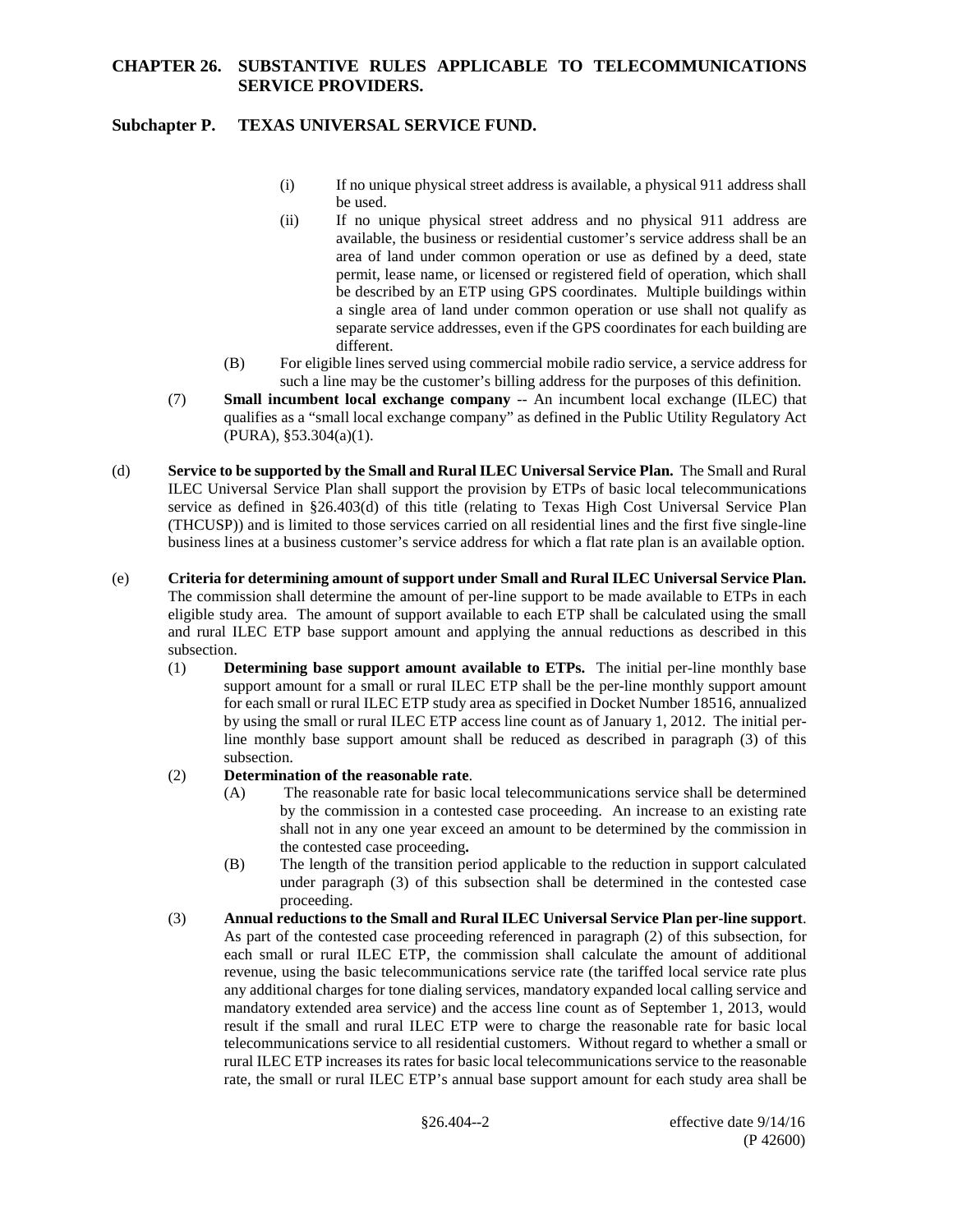(i) If no unique physical street address is available, a physical 911 address shall be used.

(ii) If no unique physical street address and no physical 911 address are available, the business or residential customer's service address shall be an area of land under common operation or use as defined by a deed, state permit, lease name, or licensed or registered field of operation, which shall be described by an ETP using GPS coordinates. Multiple buildings within a single area of land under common operation or use shall not qualify as separate service addresses, even if the GPS coordinates for each building are different.

(B) For eligible lines served using commercial mobile radio service, a service address for such a line may be the customer's billing address for the purposes of this definition.

(7) **Small incumbent local exchange company** -- An incumbent local exchange (ILEC) that qualifies as a "small local exchange company" as defined in the Public Utility Regulatory Act (PURA), §53.304(a)(1).

(d) **Service to be supported by the Small and Rural ILEC Universal Service Plan.** The Small and Rural ILEC Universal Service Plan shall support the provision by ETPs of basic local telecommunications service as defined in §26.403(d) of this title (relating to Texas High Cost Universal Service Plan (THCUSP)) and is limited to those services carried on all residential lines and the first five single-line business lines at a business customer's service address for which a flat rate plan is an available option.

(e) **Criteria for determining amount of support under Small and Rural ILEC Universal Service Plan.** The commission shall determine the amount of per-line support to be made available to ETPs in each eligible study area. The amount of support available to each ETP shall be calculated using the small and rural ILEC ETP base support amount and applying the annual reductions as described in this subsection.

(1) **Determining base support amount available to ETPs.** The initial per-line monthly base support amount for a small or rural ILEC ETP shall be the per-line monthly support amount for each small or rural ILEC ETP study area as specified in Docket Number 18516, annualized by using the small or rural ILEC ETP access line count as of January 1, 2012. The initial per-line monthly base support amount shall be reduced as described in paragraph (3) of this subsection.

(2) **Determination of the reasonable rate**.

(A) The reasonable rate for basic local telecommunications service shall be determined by the commission in a contested case proceeding. An increase to an existing rate shall not in any one year exceed an amount to be determined by the commission in the contested case proceeding**.**

(B) The length of the transition period applicable to the reduction in support calculated under paragraph (3) of this subsection shall be determined in the contested case proceeding.

(3) **Annual reductions to the Small and Rural ILEC Universal Service Plan per-line support**. As part of the contested case proceeding referenced in paragraph (2) of this subsection, for each small or rural ILEC ETP, the commission shall calculate the amount of additional revenue, using the basic telecommunications service rate (the tariffed local service rate plus any additional charges for tone dialing services, mandatory expanded local calling service and mandatory extended area service) and the access line count as of September 1, 2013, would result if the small and rural ILEC ETP were to charge the reasonable rate for basic local telecommunications service to all residential customers. Without regard to whether a small or rural ILEC ETP increases its rates for basic local telecommunications service to the reasonable rate, the small or rural ILEC ETP's annual base support amount for each study area shall be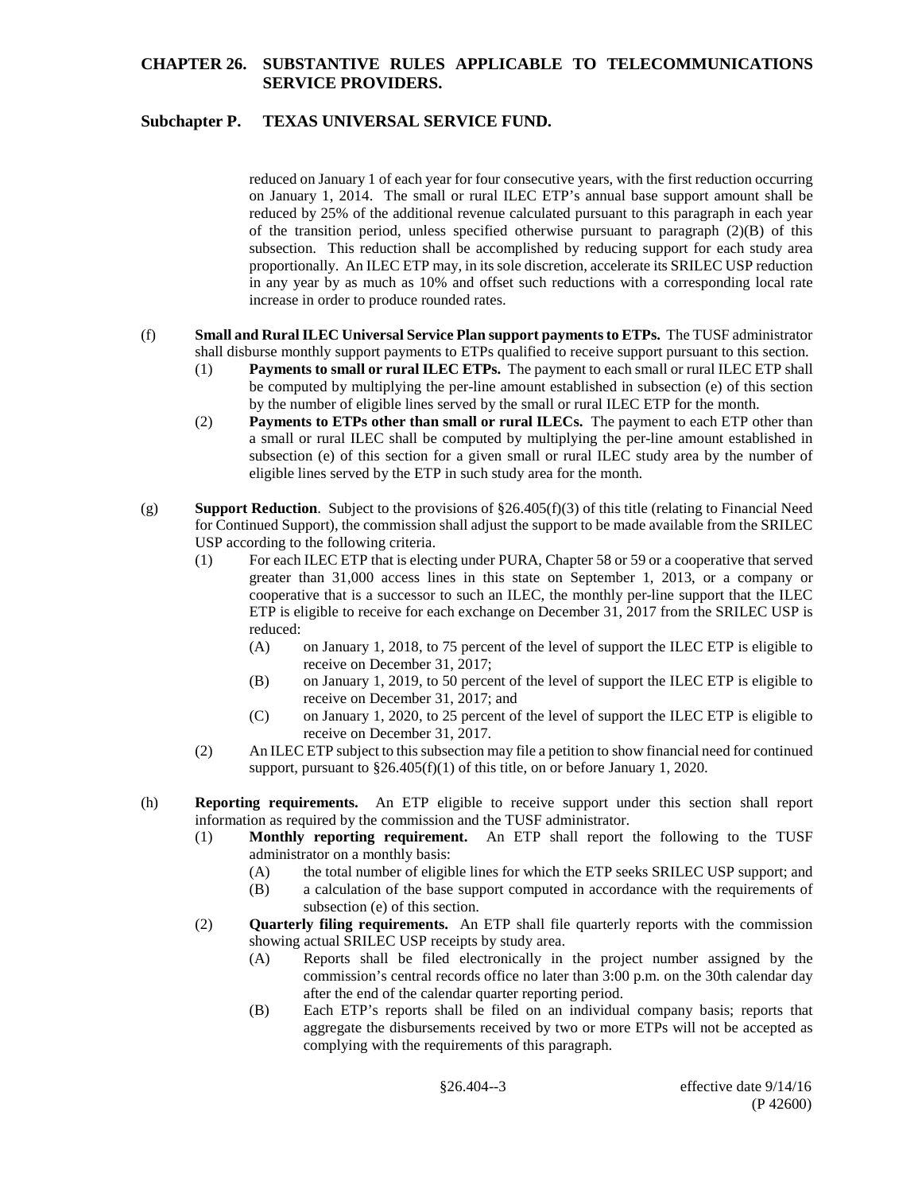reduced on January 1 of each year for four consecutive years, with the first reduction occurring on January 1, 2014. The small or rural ILEC ETP's annual base support amount shall be reduced by 25% of the additional revenue calculated pursuant to this paragraph in each year of the transition period, unless specified otherwise pursuant to paragraph (2)(B) of this subsection. This reduction shall be accomplished by reducing support for each study area proportionally. An ILEC ETP may, in its sole discretion, accelerate its SRILEC USP reduction in any year by as much as 10% and offset such reductions with a corresponding local rate increase in order to produce rounded rates.

(f) **Small and Rural ILEC Universal Service Plan support payments to ETPs.** The TUSF administrator shall disburse monthly support payments to ETPs qualified to receive support pursuant to this section.

(1) **Payments to small or rural ILEC ETPs.** The payment to each small or rural ILEC ETP shall be computed by multiplying the per-line amount established in subsection (e) of this section by the number of eligible lines served by the small or rural ILEC ETP for the month.

(2) **Payments to ETPs other than small or rural ILECs.** The payment to each ETP other than a small or rural ILEC shall be computed by multiplying the per-line amount established in subsection (e) of this section for a given small or rural ILEC study area by the number of eligible lines served by the ETP in such study area for the month.

(g) **Support Reduction**. Subject to the provisions of §26.405(f)(3) of this title (relating to Financial Need for Continued Support), the commission shall adjust the support to be made available from the SRILEC USP according to the following criteria.

(1) For each ILEC ETP that is electing under PURA, Chapter 58 or 59 or a cooperative that served greater than 31,000 access lines in this state on September 1, 2013, or a company or cooperative that is a successor to such an ILEC, the monthly per-line support that the ILEC ETP is eligible to receive for each exchange on December 31, 2017 from the SRILEC USP is reduced:

(A) on January 1, 2018, to 75 percent of the level of support the ILEC ETP is eligible to receive on December 31, 2017;

(B) on January 1, 2019, to 50 percent of the level of support the ILEC ETP is eligible to receive on December 31, 2017; and

(C) on January 1, 2020, to 25 percent of the level of support the ILEC ETP is eligible to receive on December 31, 2017.

(2) An ILEC ETP subject to this subsection may file a petition to show financial need for continued support, pursuant to §26.405(f)(1) of this title, on or before January 1, 2020.

(h) **Reporting requirements.** An ETP eligible to receive support under this section shall report information as required by the commission and the TUSF administrator.

(1) **Monthly reporting requirement.** An ETP shall report the following to the TUSF administrator on a monthly basis:

(A) the total number of eligible lines for which the ETP seeks SRILEC USP support; and

(B) a calculation of the base support computed in accordance with the requirements of subsection (e) of this section.

(2) **Quarterly filing requirements.** An ETP shall file quarterly reports with the commission showing actual SRILEC USP receipts by study area.

(A) Reports shall be filed electronically in the project number assigned by the commission's central records office no later than 3:00 p.m. on the 30th calendar day after the end of the calendar quarter reporting period.

(B) Each ETP's reports shall be filed on an individual company basis; reports that aggregate the disbursements received by two or more ETPs will not be accepted as complying with the requirements of this paragraph.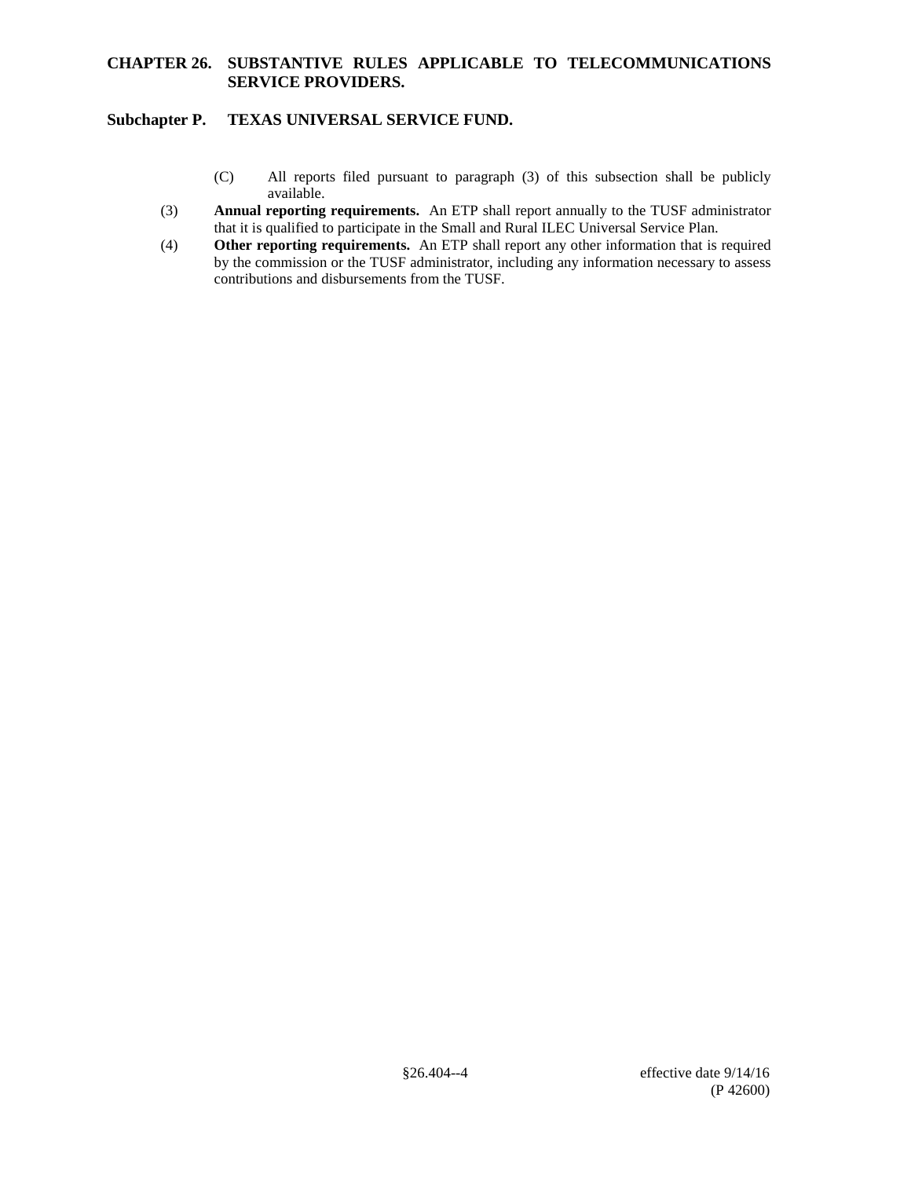(C) All reports filed pursuant to paragraph (3) of this subsection shall be publicly available.

(3) **Annual reporting requirements.** An ETP shall report annually to the TUSF administrator that it is qualified to participate in the Small and Rural ILEC Universal Service Plan.

(4) **Other reporting requirements.** An ETP shall report any other information that is required by the commission or the TUSF administrator, including any information necessary to assess contributions and disbursements from the TUSF.